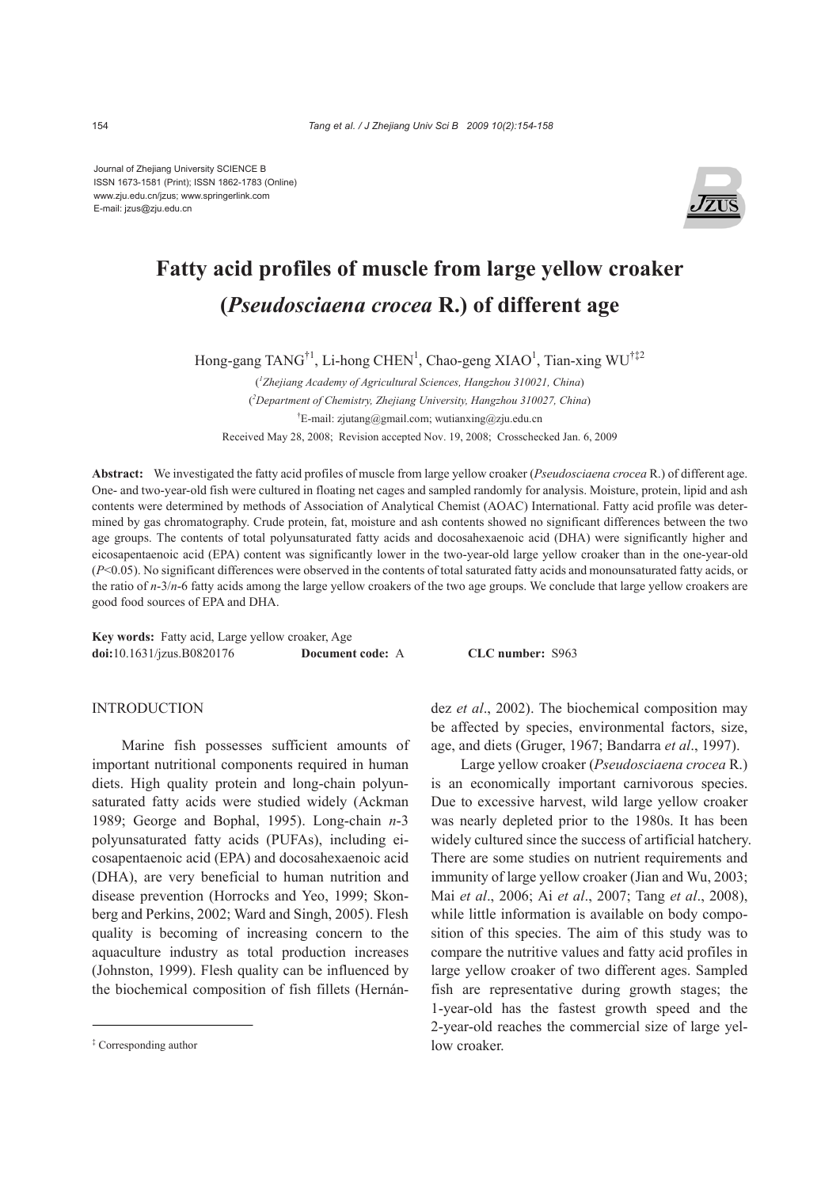Journal of Zhejiang University SCIENCE B
ISSN 1673-1581 (Print); ISSN 1862-1783 (Online)
www.zju.edu.cn/jzus; www.springerlink.com
E-mail: jzus@zju.edu.cn

# Fatty acid profiles of muscle from large yellow croaker (*Pseudosciaena crocea* R.) of different age

Hong-gang TANG[†1], Li-hong CHEN[1], Chao-geng XIAO[1], Tian-xing WU[†‡2]

([1]*Zhejiang Academy of Agricultural Sciences, Hangzhou 310021, China*)

([2]*Department of Chemistry, Zhejiang University, Hangzhou 310027, China*)

[†]E-mail: zjutang@gmail.com; wutianxing@zju.edu.cn

Received May 28, 2008; Revision accepted Nov. 19, 2008; Crosschecked Jan. 6, 2009

**Abstract:** We investigated the fatty acid profiles of muscle from large yellow croaker (*Pseudosciaena crocea* R.) of different age. One- and two-year-old fish were cultured in floating net cages and sampled randomly for analysis. Moisture, protein, lipid and ash contents were determined by methods of Association of Analytical Chemist (AOAC) International. Fatty acid profile was determined by gas chromatography. Crude protein, fat, moisture and ash contents showed no significant differences between the two age groups. The contents of total polyunsaturated fatty acids and docosahexaenoic acid (DHA) were significantly higher and eicosapentaenoic acid (EPA) content was significantly lower in the two-year-old large yellow croaker than in the one-year-old ($P<0.05$). No significant differences were observed in the contents of total saturated fatty acids and monounsaturated fatty acids, or the ratio of *n*-3/*n*-6 fatty acids among the large yellow croakers of the two age groups. We conclude that large yellow croakers are good food sources of EPA and DHA.

**Key words:** Fatty acid, Large yellow croaker, Age

**doi:**10.1631/jzus.B0820176 **Document code:** A **CLC number:** S963

## INTRODUCTION

Marine fish possesses sufficient amounts of important nutritional components required in human diets. High quality protein and long-chain polyunsaturated fatty acids were studied widely (Ackman 1989; George and Bophal, 1995). Long-chain *n*-3 polyunsaturated fatty acids (PUFAs), including eicosapentaenoic acid (EPA) and docosahexaenoic acid (DHA), are very beneficial to human nutrition and disease prevention (Horrocks and Yeo, 1999; Skonberg and Perkins, 2002; Ward and Singh, 2005). Flesh quality is becoming of increasing concern to the aquaculture industry as total production increases (Johnston, 1999). Flesh quality can be influenced by the biochemical composition of fish fillets (Hernández *et al*., 2002). The biochemical composition may be affected by species, environmental factors, size, age, and diets (Gruger, 1967; Bandarra *et al*., 1997).

Large yellow croaker (*Pseudosciaena crocea* R.) is an economically important carnivorous species. Due to excessive harvest, wild large yellow croaker was nearly depleted prior to the 1980s. It has been widely cultured since the success of artificial hatchery. There are some studies on nutrient requirements and immunity of large yellow croaker (Jian and Wu, 2003; Mai *et al*., 2006; Ai *et al*., 2007; Tang *et al*., 2008), while little information is available on body composition of this species. The aim of this study was to compare the nutritive values and fatty acid profiles in large yellow croaker of two different ages. Sampled fish are representative during growth stages; the 1-year-old has the fastest growth speed and the 2-year-old reaches the commercial size of large yellow croaker.

[‡] Corresponding author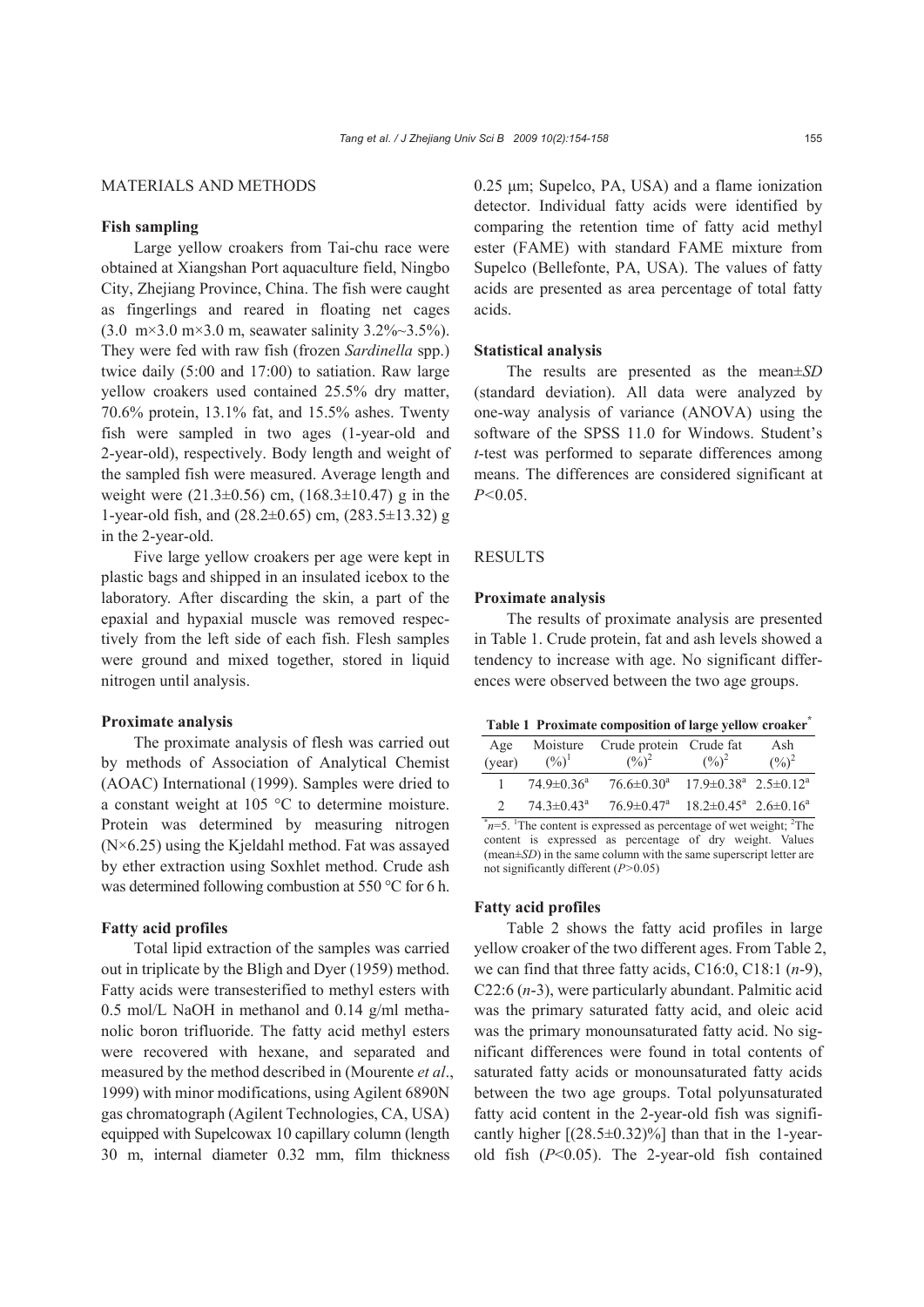## MATERIALS AND METHODS

### Fish sampling

Large yellow croakers from Tai-chu race were obtained at Xiangshan Port aquaculture field, Ningbo City, Zhejiang Province, China. The fish were caught as fingerlings and reared in floating net cages (3.0 m×3.0 m×3.0 m, seawater salinity 3.2%~3.5%). They were fed with raw fish (frozen *Sardinella* spp.) twice daily (5:00 and 17:00) to satiation. Raw large yellow croakers used contained 25.5% dry matter, 70.6% protein, 13.1% fat, and 15.5% ashes. Twenty fish were sampled in two ages (1-year-old and 2-year-old), respectively. Body length and weight of the sampled fish were measured. Average length and weight were (21.3±0.56) cm, (168.3±10.47) g in the 1-year-old fish, and (28.2±0.65) cm, (283.5±13.32) g in the 2-year-old.

Five large yellow croakers per age were kept in plastic bags and shipped in an insulated icebox to the laboratory. After discarding the skin, a part of the epaxial and hypaxial muscle was removed respectively from the left side of each fish. Flesh samples were ground and mixed together, stored in liquid nitrogen until analysis.

### Proximate analysis

The proximate analysis of flesh was carried out by methods of Association of Analytical Chemist (AOAC) International (1999). Samples were dried to a constant weight at 105 °C to determine moisture. Protein was determined by measuring nitrogen (N×6.25) using the Kjeldahl method. Fat was assayed by ether extraction using Soxhlet method. Crude ash was determined following combustion at 550 °C for 6 h.

### Fatty acid profiles

Total lipid extraction of the samples was carried out in triplicate by the Bligh and Dyer (1959) method. Fatty acids were transesterified to methyl esters with 0.5 mol/L NaOH in methanol and 0.14 g/ml methanolic boron trifluoride. The fatty acid methyl esters were recovered with hexane, and separated and measured by the method described in (Mourente *et al*., 1999) with minor modifications, using Agilent 6890N gas chromatograph (Agilent Technologies, CA, USA) equipped with Supelcowax 10 capillary column (length 30 m, internal diameter 0.32 mm, film thickness 0.25 μm; Supelco, PA, USA) and a flame ionization detector. Individual fatty acids were identified by comparing the retention time of fatty acid methyl ester (FAME) with standard FAME mixture from Supelco (Bellefonte, PA, USA). The values of fatty acids are presented as area percentage of total fatty acids.

### Statistical analysis

The results are presented as the mean±*SD* (standard deviation). All data were analyzed by one-way analysis of variance (ANOVA) using the software of the SPSS 11.0 for Windows. Student's *t*-test was performed to separate differences among means. The differences are considered significant at $P<0.05$.

## RESULTS

### Proximate analysis

The results of proximate analysis are presented in Table 1. Crude protein, fat and ash levels showed a tendency to increase with age. No significant differences were observed between the two age groups.

**Table 1 Proximate composition of large yellow croaker***

| Age (year) | Moisture (%)[1] | Crude protein (%)[2] | Crude fat (%)[2] | Ash (%)[2] |
|---|---|---|---|---|
| 1 | 74.9±0.36[a] | 76.6±0.30[a] | 17.9±0.38[a] | 2.5±0.12[a] |
| 2 | 74.3±0.43[a] | 76.9±0.47[a] | 18.2±0.45[a] | 2.6±0.16[a] |

*$n$=5. [1]The content is expressed as percentage of wet weight; [2]The content is expressed as percentage of dry weight. Values (mean±*SD*) in the same column with the same superscript letter are not significantly different ($P>0.05$)

### Fatty acid profiles

Table 2 shows the fatty acid profiles in large yellow croaker of the two different ages. From Table 2, we can find that three fatty acids, C16:0, C18:1 (*n*-9), C22:6 (*n*-3), were particularly abundant. Palmitic acid was the primary saturated fatty acid, and oleic acid was the primary monounsaturated fatty acid. No significant differences were found in total contents of saturated fatty acids or monounsaturated fatty acids between the two age groups. Total polyunsaturated fatty acid content in the 2-year-old fish was significantly higher [(28.5±0.32)%] than that in the 1-year-old fish ($P<0.05$). The 2-year-old fish contained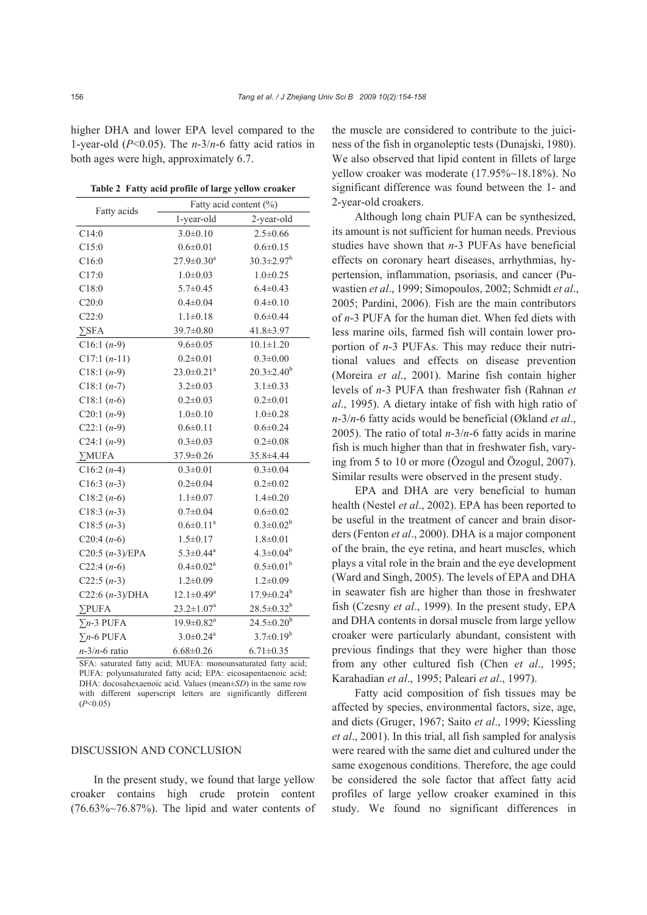higher DHA and lower EPA level compared to the 1-year-old ($P<0.05$). The $n$-3/$n$-6 fatty acid ratios in both ages were high, approximately 6.7.

**Table 2 Fatty acid profile of large yellow croaker**

| Fatty acids | Fatty acid content (%) | |
|---|---|---|
| | 1-year-old | 2-year-old |
| C14:0 | 3.0±0.10 | 2.5±0.66 |
| C15:0 | 0.6±0.01 | 0.6±0.15 |
| C16:0 | 27.9±0.30$^a$ | 30.3±2.97$^b$ |
| C17:0 | 1.0±0.03 | 1.0±0.25 |
| C18:0 | 5.7±0.45 | 6.4±0.43 |
| C20:0 | 0.4±0.04 | 0.4±0.10 |
| C22:0 | 1.1±0.18 | 0.6±0.44 |
| ∑SFA | 39.7±0.80 | 41.8±3.97 |
| C16:1 ($n$-9) | 9.6±0.05 | 10.1±1.20 |
| C17:1 ($n$-11) | 0.2±0.01 | 0.3±0.00 |
| C18:1 ($n$-9) | 23.0±0.21$^a$ | 20.3±2.40$^b$ |
| C18:1 ($n$-7) | 3.2±0.03 | 3.1±0.33 |
| C18:1 ($n$-6) | 0.2±0.03 | 0.2±0.01 |
| C20:1 ($n$-9) | 1.0±0.10 | 1.0±0.28 |
| C22:1 ($n$-9) | 0.6±0.11 | 0.6±0.24 |
| C24:1 ($n$-9) | 0.3±0.03 | 0.2±0.08 |
| ∑MUFA | 37.9±0.26 | 35.8±4.44 |
| C16:2 ($n$-4) | 0.3±0.01 | 0.3±0.04 |
| C16:3 ($n$-3) | 0.2±0.04 | 0.2±0.02 |
| C18:2 ($n$-6) | 1.1±0.07 | 1.4±0.20 |
| C18:3 ($n$-3) | 0.7±0.04 | 0.6±0.02 |
| C18:5 ($n$-3) | 0.6±0.11$^a$ | 0.3±0.02$^b$ |
| C20:4 ($n$-6) | 1.5±0.17 | 1.8±0.01 |
| C20:5 ($n$-3)/EPA | 5.3±0.44$^a$ | 4.3±0.04$^b$ |
| C22:4 ($n$-6) | 0.4±0.02$^a$ | 0.5±0.01$^b$ |
| C22:5 ($n$-3) | 1.2±0.09 | 1.2±0.09 |
| C22:6 ($n$-3)/DHA | 12.1±0.49$^a$ | 17.9±0.24$^b$ |
| ∑PUFA | 23.2±1.07$^a$ | 28.5±0.32$^b$ |
| ∑$n$-3 PUFA | 19.9±0.82$^a$ | 24.5±0.20$^b$ |
| ∑$n$-6 PUFA | 3.0±0.24$^a$ | 3.7±0.19$^b$ |
| $n$-3/$n$-6 ratio | 6.68±0.26 | 6.71±0.35 |

SFA: saturated fatty acid; MUFA: monounsaturated fatty acid; PUFA: polyunsaturated fatty acid; EPA: eicosapentaenoic acid; DHA: docosahexaenoic acid. Values (mean±$SD$) in the same row with different superscript letters are significantly different ($P<0.05$)

## DISCUSSION AND CONCLUSION

In the present study, we found that large yellow croaker contains high crude protein content (76.63%~76.87%). The lipid and water contents of the muscle are considered to contribute to the juiciness of the fish in organoleptic tests (Dunajski, 1980). We also observed that lipid content in fillets of large yellow croaker was moderate (17.95%~18.18%). No significant difference was found between the 1- and 2-year-old croakers.

Although long chain PUFA can be synthesized, its amount is not sufficient for human needs. Previous studies have shown that $n$-3 PUFAs have beneficial effects on coronary heart diseases, arrhythmias, hypertension, inflammation, psoriasis, and cancer (Puwastien *et al*., 1999; Simopoulos, 2002; Schmidt *et al*., 2005; Pardini, 2006). Fish are the main contributors of $n$-3 PUFA for the human diet. When fed diets with less marine oils, farmed fish will contain lower proportion of $n$-3 PUFAs. This may reduce their nutritional values and effects on disease prevention (Moreira *et al*., 2001). Marine fish contain higher levels of $n$-3 PUFA than freshwater fish (Rahnan *et al*., 1995). A dietary intake of fish with high ratio of $n$-3/$n$-6 fatty acids would be beneficial (Økland *et al*., 2005). The ratio of total $n$-3/$n$-6 fatty acids in marine fish is much higher than that in freshwater fish, varying from 5 to 10 or more (Özogul and Özogul, 2007). Similar results were observed in the present study.

EPA and DHA are very beneficial to human health (Nestel *et al*., 2002). EPA has been reported to be useful in the treatment of cancer and brain disorders (Fenton *et al*., 2000). DHA is a major component of the brain, the eye retina, and heart muscles, which plays a vital role in the brain and the eye development (Ward and Singh, 2005). The levels of EPA and DHA in seawater fish are higher than those in freshwater fish (Czesny *et al*., 1999). In the present study, EPA and DHA contents in dorsal muscle from large yellow croaker were particularly abundant, consistent with previous findings that they were higher than those from any other cultured fish (Chen *et al*., 1995; Karahadian *et al*., 1995; Paleari *et al*., 1997).

Fatty acid composition of fish tissues may be affected by species, environmental factors, size, age, and diets (Gruger, 1967; Saito *et al*., 1999; Kiessling *et al*., 2001). In this trial, all fish sampled for analysis were reared with the same diet and cultured under the same exogenous conditions. Therefore, the age could be considered the sole factor that affect fatty acid profiles of large yellow croaker examined in this study. We found no significant differences in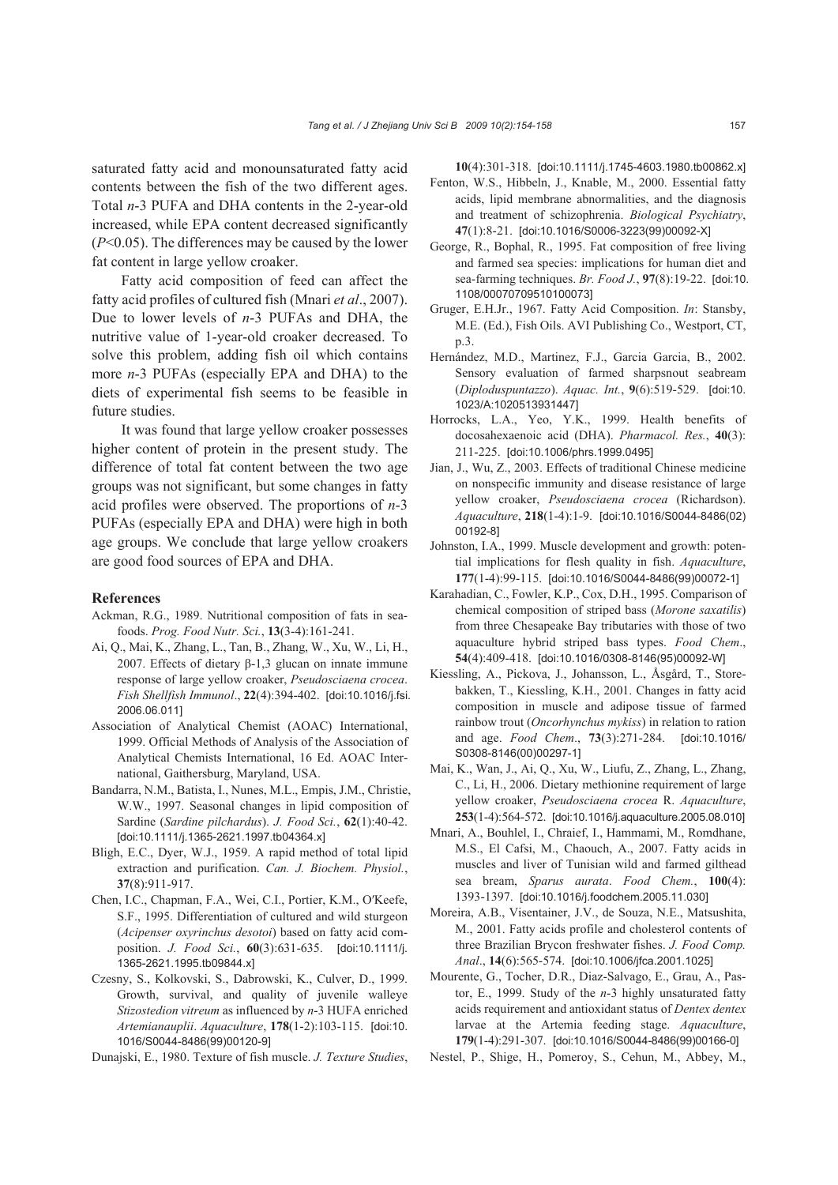saturated fatty acid and monounsaturated fatty acid contents between the fish of the two different ages. Total *n*-3 PUFA and DHA contents in the 2-year-old increased, while EPA content decreased significantly ($P<0.05$). The differences may be caused by the lower fat content in large yellow croaker.

Fatty acid composition of feed can affect the fatty acid profiles of cultured fish (Mnari *et al*., 2007). Due to lower levels of *n*-3 PUFAs and DHA, the nutritive value of 1-year-old croaker decreased. To solve this problem, adding fish oil which contains more *n*-3 PUFAs (especially EPA and DHA) to the diets of experimental fish seems to be feasible in future studies.

It was found that large yellow croaker possesses higher content of protein in the present study. The difference of total fat content between the two age groups was not significant, but some changes in fatty acid profiles were observed. The proportions of *n*-3 PUFAs (especially EPA and DHA) were high in both age groups. We conclude that large yellow croakers are good food sources of EPA and DHA.

## References

Ackman, R.G., 1989. Nutritional composition of fats in seafoods. *Prog. Food Nutr. Sci.*, **13**(3-4):161-241.

Ai, Q., Mai, K., Zhang, L., Tan, B., Zhang, W., Xu, W., Li, H., 2007. Effects of dietary β-1,3 glucan on innate immune response of large yellow croaker, *Pseudosciaena crocea*. *Fish Shellfish Immunol*., **22**(4):394-402. [doi:10.1016/j.fsi.2006.06.011]

Association of Analytical Chemist (AOAC) International, 1999. Official Methods of Analysis of the Association of Analytical Chemists International, 16 Ed. AOAC International, Gaithersburg, Maryland, USA.

Bandarra, N.M., Batista, I., Nunes, M.L., Empis, J.M., Christie, W.W., 1997. Seasonal changes in lipid composition of Sardine (*Sardine pilchardus*). *J. Food Sci.*, **62**(1):40-42. [doi:10.1111/j.1365-2621.1997.tb04364.x]

Bligh, E.C., Dyer, W.J., 1959. A rapid method of total lipid extraction and purification. *Can. J. Biochem. Physiol.*, **37**(8):911-917.

Chen, I.C., Chapman, F.A., Wei, C.I., Portier, K.M., O′Keefe, S.F., 1995. Differentiation of cultured and wild sturgeon (*Acipenser oxyrinchus desotoi*) based on fatty acid composition. *J. Food Sci.*, **60**(3):631-635. [doi:10.1111/j.1365-2621.1995.tb09844.x]

Czesny, S., Kolkovski, S., Dabrowski, K., Culver, D., 1999. Growth, survival, and quality of juvenile walleye *Stizostedion vitreum* as influenced by *n*-3 HUFA enriched *Artemianauplii*. *Aquaculture*, **178**(1-2):103-115. [doi:10.1016/S0044-8486(99)00120-9]

Dunajski, E., 1980. Texture of fish muscle. *J. Texture Studies*, **10**(4):301-318. [doi:10.1111/j.1745-4603.1980.tb00862.x]

Fenton, W.S., Hibbeln, J., Knable, M., 2000. Essential fatty acids, lipid membrane abnormalities, and the diagnosis and treatment of schizophrenia. *Biological Psychiatry*, **47**(1):8-21. [doi:10.1016/S0006-3223(99)00092-X]

George, R., Bophal, R., 1995. Fat composition of free living and farmed sea species: implications for human diet and sea-farming techniques. *Br. Food J.*, **97**(8):19-22. [doi:10.1108/00070709510100073]

Gruger, E.H.Jr., 1967. Fatty Acid Composition. *In*: Stansby, M.E. (Ed.), Fish Oils. AVI Publishing Co., Westport, CT, p.3.

Hernández, M.D., Martinez, F.J., Garcia Garcia, B., 2002. Sensory evaluation of farmed sharpsnout seabream (*Diploduspuntazzo*). *Aquac. Int.*, **9**(6):519-529. [doi:10.1023/A:1020513931447]

Horrocks, L.A., Yeo, Y.K., 1999. Health benefits of docosahexaenoic acid (DHA). *Pharmacol. Res.*, **40**(3): 211-225. [doi:10.1006/phrs.1999.0495]

Jian, J., Wu, Z., 2003. Effects of traditional Chinese medicine on nonspecific immunity and disease resistance of large yellow croaker, *Pseudosciaena crocea* (Richardson). *Aquaculture*, **218**(1-4):1-9. [doi:10.1016/S0044-8486(02)00192-8]

Johnston, I.A., 1999. Muscle development and growth: potential implications for flesh quality in fish. *Aquaculture*, **177**(1-4):99-115. [doi:10.1016/S0044-8486(99)00072-1]

Karahadian, C., Fowler, K.P., Cox, D.H., 1995. Comparison of chemical composition of striped bass (*Morone saxatilis*) from three Chesapeake Bay tributaries with those of two aquaculture hybrid striped bass types. *Food Chem*., **54**(4):409-418. [doi:10.1016/0308-8146(95)00092-W]

Kiessling, A., Pickova, J., Johansson, L., Åsgård, T., Storebakken, T., Kiessling, K.H., 2001. Changes in fatty acid composition in muscle and adipose tissue of farmed rainbow trout (*Oncorhynchus mykiss*) in relation to ration and age. *Food Chem*., **73**(3):271-284. [doi:10.1016/S0308-8146(00)00297-1]

Mai, K., Wan, J., Ai, Q., Xu, W., Liufu, Z., Zhang, L., Zhang, C., Li, H., 2006. Dietary methionine requirement of large yellow croaker, *Pseudosciaena crocea* R. *Aquaculture*, **253**(1-4):564-572. [doi:10.1016/j.aquaculture.2005.08.010]

Mnari, A., Bouhlel, I., Chraief, I., Hammami, M., Romdhane, M.S., El Cafsi, M., Chaouch, A., 2007. Fatty acids in muscles and liver of Tunisian wild and farmed gilthead sea bream, *Sparus aurata*. *Food Chem.*, **100**(4): 1393-1397. [doi:10.1016/j.foodchem.2005.11.030]

Moreira, A.B., Visentainer, J.V., de Souza, N.E., Matsushita, M., 2001. Fatty acids profile and cholesterol contents of three Brazilian Brycon freshwater fishes. *J. Food Comp. Anal*., **14**(6):565-574. [doi:10.1006/jfca.2001.1025]

Mourente, G., Tocher, D.R., Diaz-Salvago, E., Grau, A., Pastor, E., 1999. Study of the *n*-3 highly unsaturated fatty acids requirement and antioxidant status of *Dentex dentex* larvae at the Artemia feeding stage. *Aquaculture*, **179**(1-4):291-307. [doi:10.1016/S0044-8486(99)00166-0]

Nestel, P., Shige, H., Pomeroy, S., Cehun, M., Abbey, M.,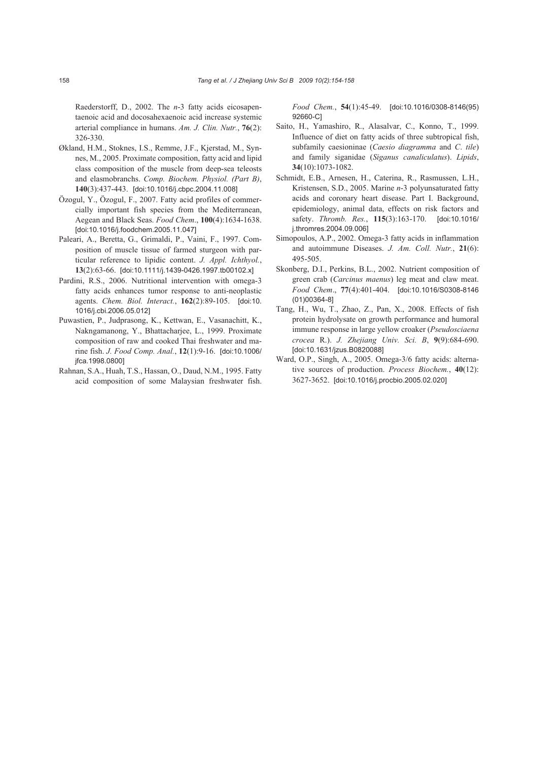Raederstorff, D., 2002. The *n*-3 fatty acids eicosapentaenoic acid and docosahexaenoic acid increase systemic arterial compliance in humans. *Am. J. Clin. Nutr.*, **76**(2):326-330.

Økland, H.M., Stoknes, I.S., Remme, J.F., Kjerstad, M., Synnes, M., 2005. Proximate composition, fatty acid and lipid class composition of the muscle from deep-sea teleosts and elasmobranchs. *Comp. Biochem. Physiol. (Part B)*, **140**(3):437-443. [doi:10.1016/j.cbpc.2004.11.008]

Özogul, Y., Özogul, F., 2007. Fatty acid profiles of commercially important fish species from the Mediterranean, Aegean and Black Seas. *Food Chem*., **100**(4):1634-1638. [doi:10.1016/j.foodchem.2005.11.047]

Paleari, A., Beretta, G., Grimaldi, P., Vaini, F., 1997. Composition of muscle tissue of farmed sturgeon with particular reference to lipidic content. *J. Appl. Ichthyol.*, **13**(2):63-66. [doi:10.1111/j.1439-0426.1997.tb00102.x]

Pardini, R.S., 2006. Nutritional intervention with omega-3 fatty acids enhances tumor response to anti-neoplastic agents. *Chem. Biol. Interact.*, **162**(2):89-105. [doi:10.1016/j.cbi.2006.05.012]

Puwastien, P., Judprasong, K., Kettwan, E., Vasanachitt, K., Nakngamanong, Y., Bhattacharjee, L., 1999. Proximate composition of raw and cooked Thai freshwater and marine fish. *J. Food Comp. Anal.*, **12**(1):9-16. [doi:10.1006/jfca.1998.0800]

Rahnan, S.A., Huah, T.S., Hassan, O., Daud, N.M., 1995. Fatty acid composition of some Malaysian freshwater fish. *Food Chem.*, **54**(1):45-49. [doi:10.1016/0308-8146(95)92660-C]

Saito, H., Yamashiro, R., Alasalvar, C., Konno, T., 1999. Influence of diet on fatty acids of three subtropical fish, subfamily caesioninae (*Caesio diagramma* and *C. tile*) and family siganidae (*Siganus canaliculatus*). *Lipids*, **34**(10):1073-1082.

Schmidt, E.B., Arnesen, H., Caterina, R., Rasmussen, L.H., Kristensen, S.D., 2005. Marine *n*-3 polyunsaturated fatty acids and coronary heart disease. Part I. Background, epidemiology, animal data, effects on risk factors and safety. *Thromb. Res.*, **115**(3):163-170. [doi:10.1016/j.thromres.2004.09.006]

Simopoulos, A.P., 2002. Omega-3 fatty acids in inflammation and autoimmune Diseases. *J. Am. Coll. Nutr.*, **21**(6):495-505.

Skonberg, D.I., Perkins, B.L., 2002. Nutrient composition of green crab (*Carcinus maenus*) leg meat and claw meat. *Food Chem*., **77**(4):401-404. [doi:10.1016/S0308-8146(01)00364-8]

Tang, H., Wu, T., Zhao, Z., Pan, X., 2008. Effects of fish protein hydrolysate on growth performance and humoral immune response in large yellow croaker (*Pseudosciaena crocea* R.). *J. Zhejiang Univ. Sci. B*, **9**(9):684-690. [doi:10.1631/jzus.B0820088]

Ward, O.P., Singh, A., 2005. Omega-3/6 fatty acids: alternative sources of production. *Process Biochem.*, **40**(12):3627-3652. [doi:10.1016/j.procbio.2005.02.020]